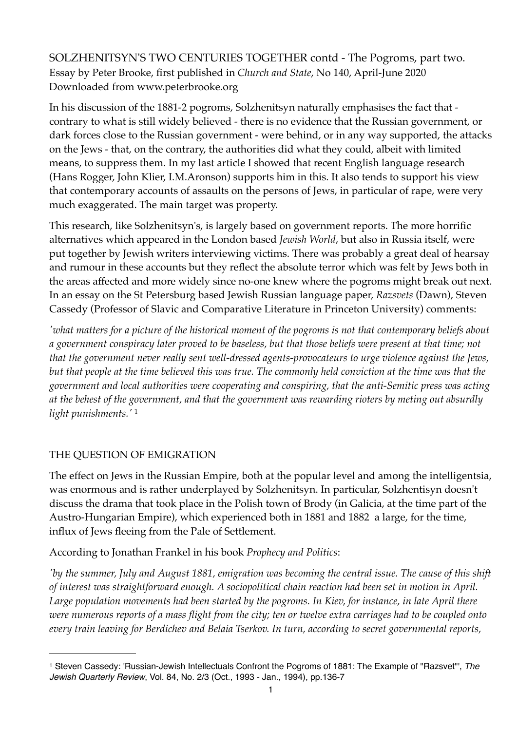SOLZHENITSYN'S TWO CENTURIES TOGETHER contd - The Pogroms, part two.
Essay by Peter Brooke, first published in *Church and State*, No 140, April-June 2020
Downloaded from www.peterbrooke.org

In his discussion of the 1881-2 pogroms, Solzhenitsyn naturally emphasises the fact that - contrary to what is still widely believed - there is no evidence that the Russian government, or dark forces close to the Russian government - were behind, or in any way supported, the attacks on the Jews - that, on the contrary, the authorities did what they could, albeit with limited means, to suppress them. In my last article I showed that recent English language research (Hans Rogger, John Klier, I.M.Aronson) supports him in this. It also tends to support his view that contemporary accounts of assaults on the persons of Jews, in particular of rape, were very much exaggerated. The main target was property.

This research, like Solzhenitsyn's, is largely based on government reports. The more horrific alternatives which appeared in the London based *Jewish World*, but also in Russia itself, were put together by Jewish writers interviewing victims. There was probably a great deal of hearsay and rumour in these accounts but they reflect the absolute terror which was felt by Jews both in the areas affected and more widely since no-one knew where the pogroms might break out next. In an essay on the St Petersburg based Jewish Russian language paper, *Razsvets* (Dawn), Steven Cassedy (Professor of Slavic and Comparative Literature in Princeton University) comments:

*'what matters for a picture of the historical moment of the pogroms is not that contemporary beliefs about a government conspiracy later proved to be baseless, but that those beliefs were present at that time; not that the government never really sent well-dressed agents-provocateurs to urge violence against the Jews, but that people at the time believed this was true. The commonly held conviction at the time was that the government and local authorities were cooperating and conspiring, that the anti-Semitic press was acting at the behest of the government, and that the government was rewarding rioters by meting out absurdly light punishments.'* [1]

## THE QUESTION OF EMIGRATION

The effect on Jews in the Russian Empire, both at the popular level and among the intelligentsia, was enormous and is rather underplayed by Solzhenitsyn. In particular, Solzhentisyn doesn't discuss the drama that took place in the Polish town of Brody (in Galicia, at the time part of the Austro-Hungarian Empire), which experienced both in 1881 and 1882 a large, for the time, influx of Jews fleeing from the Pale of Settlement.

According to Jonathan Frankel in his book *Prophecy and Politics*:

*'by the summer, July and August 1881, emigration was becoming the central issue. The cause of this shift of interest was straightforward enough. A sociopolitical chain reaction had been set in motion in April. Large population movements had been started by the pogroms. In Kiev, for instance, in late April there were numerous reports of a mass flight from the city; ten or twelve extra carriages had to be coupled onto every train leaving for Berdichev and Belaia Tserkov. In turn, according to secret governmental reports,*

---

[1] Steven Cassedy: 'Russian-Jewish Intellectuals Confront the Pogroms of 1881: The Example of "Razsvet"', *The Jewish Quarterly Review*, Vol. 84, No. 2/3 (Oct., 1993 - Jan., 1994), pp.136-7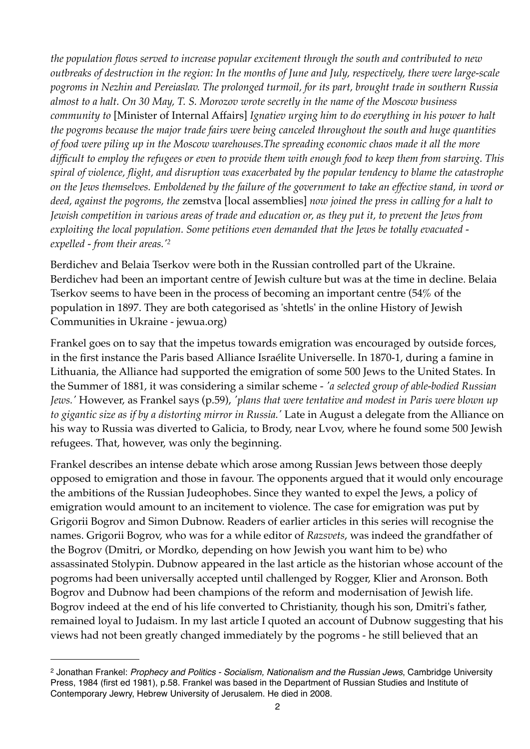*the population flows served to increase popular excitement through the south and contributed to new outbreaks of destruction in the region: In the months of June and July, respectively, there were large-scale pogroms in Nezhin and Pereiaslav. The prolonged turmoil, for its part, brought trade in southern Russia almost to a halt. On 30 May, T. S. Morozov wrote secretly in the name of the Moscow business community to* [Minister of Internal Affairs] *Ignatiev urging him to do everything in his power to halt the pogroms because the major trade fairs were being canceled throughout the south and huge quantities of food were piling up in the Moscow warehouses.The spreading economic chaos made it all the more difficult to employ the refugees or even to provide them with enough food to keep them from starving. This spiral of violence, flight, and disruption was exacerbated by the popular tendency to blame the catastrophe on the Jews themselves. Emboldened by the failure of the government to take an effective stand, in word or deed, against the pogroms, the* zemstva [local assemblies] *now joined the press in calling for a halt to Jewish competition in various areas of trade and education or, as they put it, to prevent the Jews from exploiting the local population. Some petitions even demanded that the Jews be totally evacuated - expelled - from their areas.'*[2]

Berdichev and Belaia Tserkov were both in the Russian controlled part of the Ukraine. Berdichev had been an important centre of Jewish culture but was at the time in decline. Belaia Tserkov seems to have been in the process of becoming an important centre (54% of the population in 1897. They are both categorised as 'shtetls' in the online History of Jewish Communities in Ukraine - jewua.org)

Frankel goes on to say that the impetus towards emigration was encouraged by outside forces, in the first instance the Paris based Alliance Israélite Universelle. In 1870-1, during a famine in Lithuania, the Alliance had supported the emigration of some 500 Jews to the United States. In the Summer of 1881, it was considering a similar scheme - *'a selected group of able-bodied Russian Jews.'* However, as Frankel says (p.59), *'plans that were tentative and modest in Paris were blown up to gigantic size as if by a distorting mirror in Russia.'* Late in August a delegate from the Alliance on his way to Russia was diverted to Galicia, to Brody, near Lvov, where he found some 500 Jewish refugees. That, however, was only the beginning.

Frankel describes an intense debate which arose among Russian Jews between those deeply opposed to emigration and those in favour. The opponents argued that it would only encourage the ambitions of the Russian Judeophobes. Since they wanted to expel the Jews, a policy of emigration would amount to an incitement to violence. The case for emigration was put by Grigorii Bogrov and Simon Dubnow. Readers of earlier articles in this series will recognise the names. Grigorii Bogrov, who was for a while editor of *Razsvets*, was indeed the grandfather of the Bogrov (Dmitri, or Mordko, depending on how Jewish you want him to be) who assassinated Stolypin. Dubnow appeared in the last article as the historian whose account of the pogroms had been universally accepted until challenged by Rogger, Klier and Aronson. Both Bogrov and Dubnow had been champions of the reform and modernisation of Jewish life. Bogrov indeed at the end of his life converted to Christianity, though his son, Dmitri's father, remained loyal to Judaism. In my last article I quoted an account of Dubnow suggesting that his views had not been greatly changed immediately by the pogroms - he still believed that an

---

[2] Jonathan Frankel: *Prophecy and Politics - Socialism, Nationalism and the Russian Jews*, Cambridge University Press, 1984 (first ed 1981), p.58. Frankel was based in the Department of Russian Studies and Institute of Contemporary Jewry, Hebrew University of Jerusalem. He died in 2008.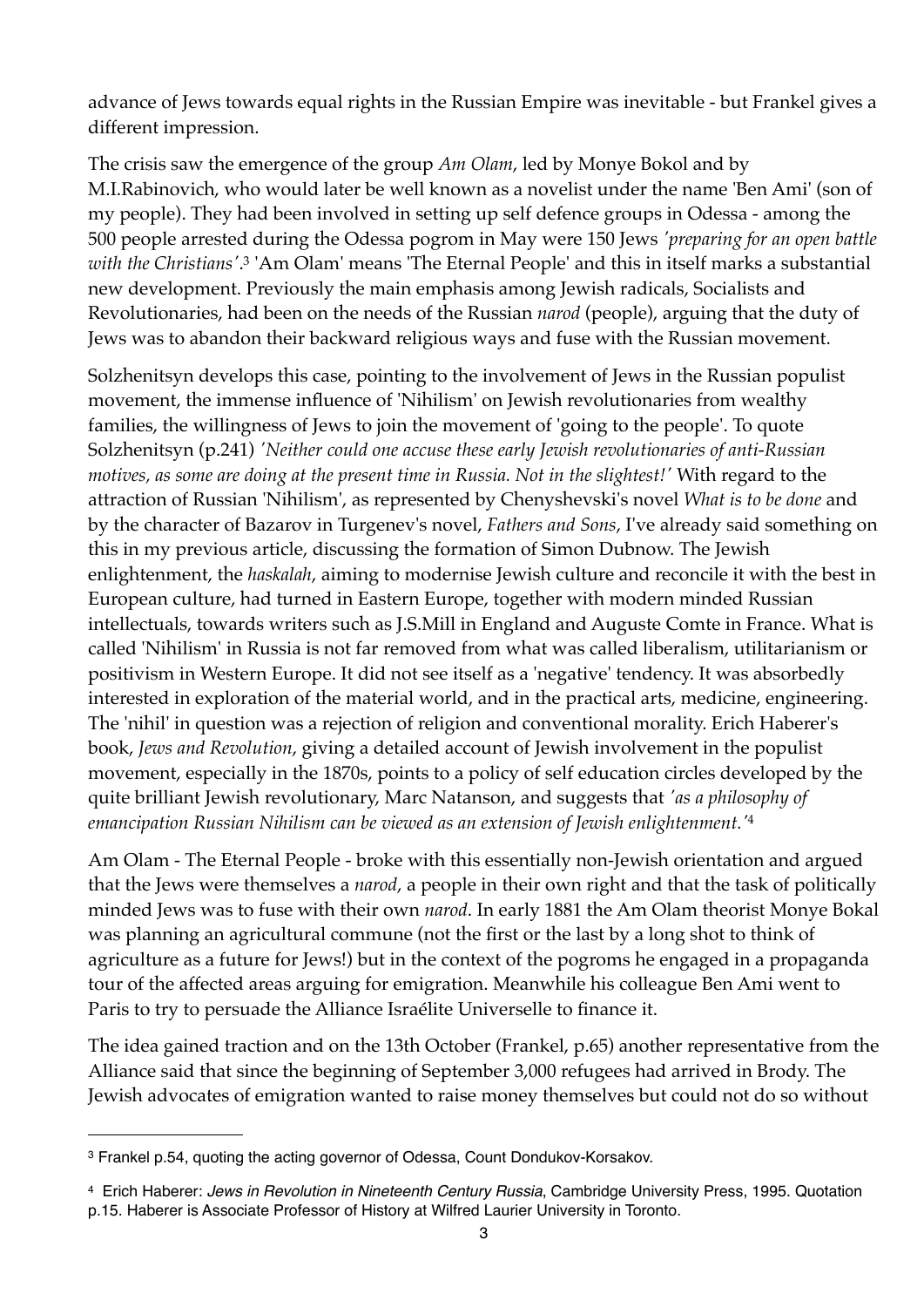advance of Jews towards equal rights in the Russian Empire was inevitable - but Frankel gives a different impression.

The crisis saw the emergence of the group *Am Olam*, led by Monye Bokol and by M.I.Rabinovich, who would later be well known as a novelist under the name 'Ben Ami' (son of my people). They had been involved in setting up self defence groups in Odessa - among the 500 people arrested during the Odessa pogrom in May were 150 Jews *'preparing for an open battle with the Christians'*.[3] 'Am Olam' means 'The Eternal People' and this in itself marks a substantial new development. Previously the main emphasis among Jewish radicals, Socialists and Revolutionaries, had been on the needs of the Russian *narod* (people), arguing that the duty of Jews was to abandon their backward religious ways and fuse with the Russian movement.

Solzhenitsyn develops this case, pointing to the involvement of Jews in the Russian populist movement, the immense influence of 'Nihilism' on Jewish revolutionaries from wealthy families, the willingness of Jews to join the movement of 'going to the people'. To quote Solzhenitsyn (p.241) *'Neither could one accuse these early Jewish revolutionaries of anti-Russian motives, as some are doing at the present time in Russia. Not in the slightest!'* With regard to the attraction of Russian 'Nihilism', as represented by Chenyshevski's novel *What is to be done* and by the character of Bazarov in Turgenev's novel, *Fathers and Sons*, I've already said something on this in my previous article, discussing the formation of Simon Dubnow. The Jewish enlightenment, the *haskalah*, aiming to modernise Jewish culture and reconcile it with the best in European culture, had turned in Eastern Europe, together with modern minded Russian intellectuals, towards writers such as J.S.Mill in England and Auguste Comte in France. What is called 'Nihilism' in Russia is not far removed from what was called liberalism, utilitarianism or positivism in Western Europe. It did not see itself as a 'negative' tendency. It was absorbedly interested in exploration of the material world, and in the practical arts, medicine, engineering. The 'nihil' in question was a rejection of religion and conventional morality. Erich Haberer's book, *Jews and Revolution*, giving a detailed account of Jewish involvement in the populist movement, especially in the 1870s, points to a policy of self education circles developed by the quite brilliant Jewish revolutionary, Marc Natanson, and suggests that *'as a philosophy of emancipation Russian Nihilism can be viewed as an extension of Jewish enlightenment.'*[4]

Am Olam - The Eternal People - broke with this essentially non-Jewish orientation and argued that the Jews were themselves a *narod*, a people in their own right and that the task of politically minded Jews was to fuse with their own *narod*. In early 1881 the Am Olam theorist Monye Bokal was planning an agricultural commune (not the first or the last by a long shot to think of agriculture as a future for Jews!) but in the context of the pogroms he engaged in a propaganda tour of the affected areas arguing for emigration. Meanwhile his colleague Ben Ami went to Paris to try to persuade the Alliance Israélite Universelle to finance it.

The idea gained traction and on the 13th October (Frankel, p.65) another representative from the Alliance said that since the beginning of September 3,000 refugees had arrived in Brody. The Jewish advocates of emigration wanted to raise money themselves but could not do so without

---

[3] Frankel p.54, quoting the acting governor of Odessa, Count Dondukov-Korsakov.

[4] Erich Haberer: *Jews in Revolution in Nineteenth Century Russia*, Cambridge University Press, 1995. Quotation p.15. Haberer is Associate Professor of History at Wilfred Laurier University in Toronto.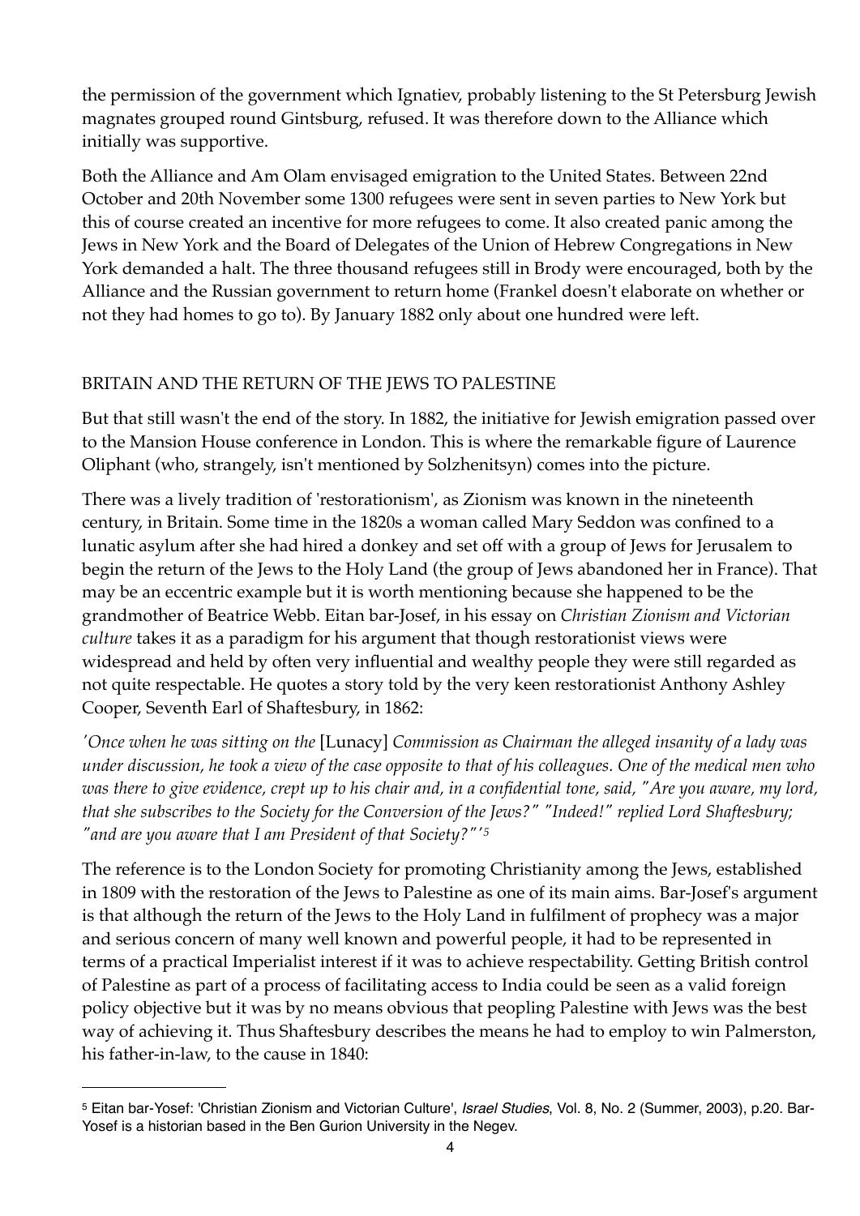the permission of the government which Ignatiev, probably listening to the St Petersburg Jewish magnates grouped round Gintsburg, refused. It was therefore down to the Alliance which initially was supportive.

Both the Alliance and Am Olam envisaged emigration to the United States. Between 22nd October and 20th November some 1300 refugees were sent in seven parties to New York but this of course created an incentive for more refugees to come. It also created panic among the Jews in New York and the Board of Delegates of the Union of Hebrew Congregations in New York demanded a halt. The three thousand refugees still in Brody were encouraged, both by the Alliance and the Russian government to return home (Frankel doesn't elaborate on whether or not they had homes to go to). By January 1882 only about one hundred were left.

## BRITAIN AND THE RETURN OF THE JEWS TO PALESTINE

But that still wasn't the end of the story. In 1882, the initiative for Jewish emigration passed over to the Mansion House conference in London. This is where the remarkable figure of Laurence Oliphant (who, strangely, isn't mentioned by Solzhenitsyn) comes into the picture.

There was a lively tradition of 'restorationism', as Zionism was known in the nineteenth century, in Britain. Some time in the 1820s a woman called Mary Seddon was confined to a lunatic asylum after she had hired a donkey and set off with a group of Jews for Jerusalem to begin the return of the Jews to the Holy Land (the group of Jews abandoned her in France). That may be an eccentric example but it is worth mentioning because she happened to be the grandmother of Beatrice Webb. Eitan bar-Josef, in his essay on *Christian Zionism and Victorian culture* takes it as a paradigm for his argument that though restorationist views were widespread and held by often very influential and wealthy people they were still regarded as not quite respectable. He quotes a story told by the very keen restorationist Anthony Ashley Cooper, Seventh Earl of Shaftesbury, in 1862:

*'Once when he was sitting on the* [Lunacy] *Commission as Chairman the alleged insanity of a lady was under discussion, he took a view of the case opposite to that of his colleagues. One of the medical men who was there to give evidence, crept up to his chair and, in a confidential tone, said, "Are you aware, my lord, that she subscribes to the Society for the Conversion of the Jews?" "Indeed!" replied Lord Shaftesbury; "and are you aware that I am President of that Society?"'*[5]

The reference is to the London Society for promoting Christianity among the Jews, established in 1809 with the restoration of the Jews to Palestine as one of its main aims. Bar-Josef's argument is that although the return of the Jews to the Holy Land in fulfilment of prophecy was a major and serious concern of many well known and powerful people, it had to be represented in terms of a practical Imperialist interest if it was to achieve respectability. Getting British control of Palestine as part of a process of facilitating access to India could be seen as a valid foreign policy objective but it was by no means obvious that peopling Palestine with Jews was the best way of achieving it. Thus Shaftesbury describes the means he had to employ to win Palmerston, his father-in-law, to the cause in 1840:

---

[5] Eitan bar-Yosef: 'Christian Zionism and Victorian Culture', *Israel Studies*, Vol. 8, No. 2 (Summer, 2003), p.20. Bar-Yosef is a historian based in the Ben Gurion University in the Negev.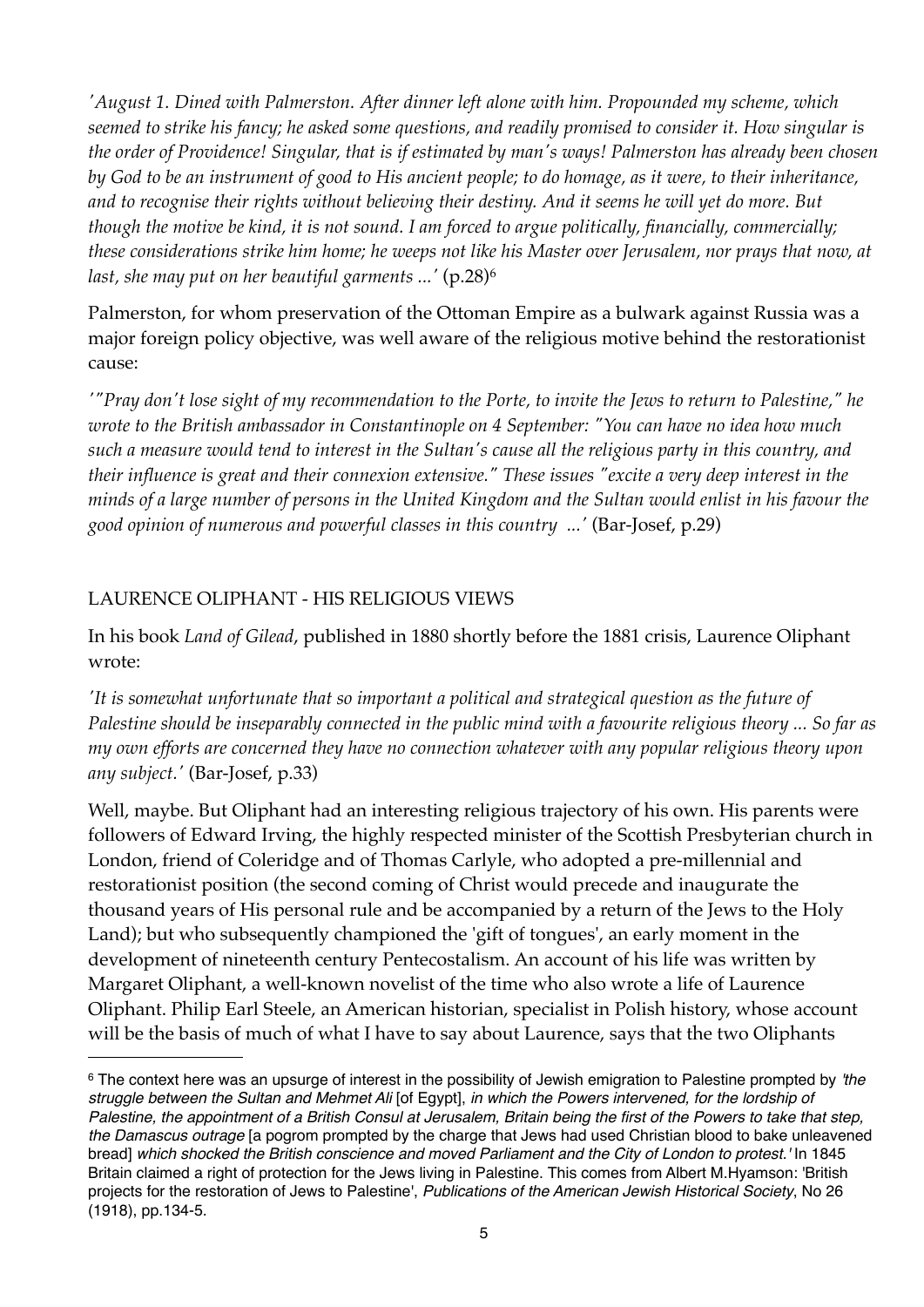*'August 1. Dined with Palmerston. After dinner left alone with him. Propounded my scheme, which seemed to strike his fancy; he asked some questions, and readily promised to consider it. How singular is the order of Providence! Singular, that is if estimated by man's ways! Palmerston has already been chosen by God to be an instrument of good to His ancient people; to do homage, as it were, to their inheritance, and to recognise their rights without believing their destiny. And it seems he will yet do more. But though the motive be kind, it is not sound. I am forced to argue politically, financially, commercially; these considerations strike him home; he weeps not like his Master over Jerusalem, nor prays that now, at last, she may put on her beautiful garments ...'* (p.28)[6]

Palmerston, for whom preservation of the Ottoman Empire as a bulwark against Russia was a major foreign policy objective, was well aware of the religious motive behind the restorationist cause:

*'"Pray don't lose sight of my recommendation to the Porte, to invite the Jews to return to Palestine," he wrote to the British ambassador in Constantinople on 4 September: "You can have no idea how much such a measure would tend to interest in the Sultan's cause all the religious party in this country, and their influence is great and their connexion extensive." These issues "excite a very deep interest in the minds of a large number of persons in the United Kingdom and the Sultan would enlist in his favour the good opinion of numerous and powerful classes in this country ...'* (Bar-Josef, p.29)

## LAURENCE OLIPHANT - HIS RELIGIOUS VIEWS

In his book *Land of Gilead*, published in 1880 shortly before the 1881 crisis, Laurence Oliphant wrote:

*'It is somewhat unfortunate that so important a political and strategical question as the future of Palestine should be inseparably connected in the public mind with a favourite religious theory ... So far as my own efforts are concerned they have no connection whatever with any popular religious theory upon any subject.'* (Bar-Josef, p.33)

Well, maybe. But Oliphant had an interesting religious trajectory of his own. His parents were followers of Edward Irving, the highly respected minister of the Scottish Presbyterian church in London, friend of Coleridge and of Thomas Carlyle, who adopted a pre-millennial and restorationist position (the second coming of Christ would precede and inaugurate the thousand years of His personal rule and be accompanied by a return of the Jews to the Holy Land); but who subsequently championed the 'gift of tongues', an early moment in the development of nineteenth century Pentecostalism. An account of his life was written by Margaret Oliphant, a well-known novelist of the time who also wrote a life of Laurence Oliphant. Philip Earl Steele, an American historian, specialist in Polish history, whose account will be the basis of much of what I have to say about Laurence, says that the two Oliphants

---

[6] The context here was an upsurge of interest in the possibility of Jewish emigration to Palestine prompted by *'the struggle between the Sultan and Mehmet Ali* [of Egypt], *in which the Powers intervened, for the lordship of Palestine, the appointment of a British Consul at Jerusalem, Britain being the first of the Powers to take that step, the Damascus outrage* [a pogrom prompted by the charge that Jews had used Christian blood to bake unleavened bread] *which shocked the British conscience and moved Parliament and the City of London to protest.'* In 1845 Britain claimed a right of protection for the Jews living in Palestine. This comes from Albert M.Hyamson: 'British projects for the restoration of Jews to Palestine', *Publications of the American Jewish Historical Society*, No 26 (1918), pp.134-5.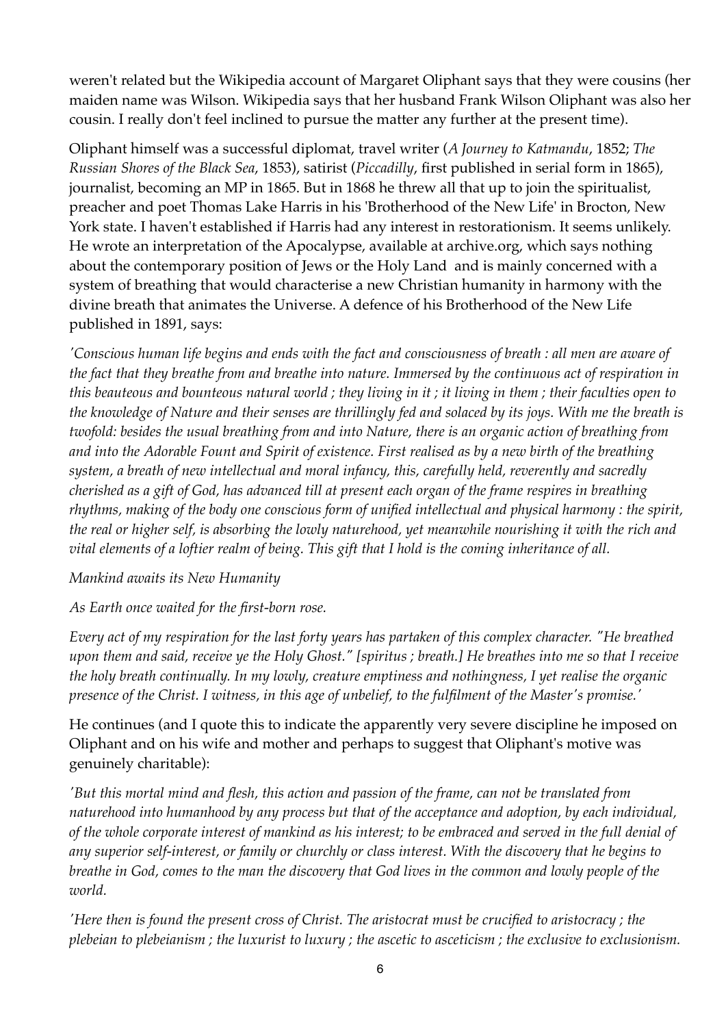weren't related but the Wikipedia account of Margaret Oliphant says that they were cousins (her maiden name was Wilson. Wikipedia says that her husband Frank Wilson Oliphant was also her cousin. I really don't feel inclined to pursue the matter any further at the present time).

Oliphant himself was a successful diplomat, travel writer (*A Journey to Katmandu*, 1852; *The Russian Shores of the Black Sea*, 1853), satirist (*Piccadilly*, first published in serial form in 1865), journalist, becoming an MP in 1865. But in 1868 he threw all that up to join the spiritualist, preacher and poet Thomas Lake Harris in his 'Brotherhood of the New Life' in Brocton, New York state. I haven't established if Harris had any interest in restorationism. It seems unlikely. He wrote an interpretation of the Apocalypse, available at archive.org, which says nothing about the contemporary position of Jews or the Holy Land and is mainly concerned with a system of breathing that would characterise a new Christian humanity in harmony with the divine breath that animates the Universe. A defence of his Brotherhood of the New Life published in 1891, says:

*'Conscious human life begins and ends with the fact and consciousness of breath : all men are aware of the fact that they breathe from and breathe into nature. Immersed by the continuous act of respiration in this beauteous and bounteous natural world ; they living in it ; it living in them ; their faculties open to the knowledge of Nature and their senses are thrillingly fed and solaced by its joys. With me the breath is twofold: besides the usual breathing from and into Nature, there is an organic action of breathing from and into the Adorable Fount and Spirit of existence. First realised as by a new birth of the breathing system, a breath of new intellectual and moral infancy, this, carefully held, reverently and sacredly cherished as a gift of God, has advanced till at present each organ of the frame respires in breathing rhythms, making of the body one conscious form of unified intellectual and physical harmony : the spirit, the real or higher self, is absorbing the lowly naturehood, yet meanwhile nourishing it with the rich and vital elements of a loftier realm of being. This gift that I hold is the coming inheritance of all.*

*Mankind awaits its New Humanity*

*As Earth once waited for the first-born rose.*

*Every act of my respiration for the last forty years has partaken of this complex character. "He breathed upon them and said, receive ye the Holy Ghost." [spiritus ; breath.] He breathes into me so that I receive the holy breath continually. In my lowly, creature emptiness and nothingness, I yet realise the organic presence of the Christ. I witness, in this age of unbelief, to the fulfilment of the Master's promise.'*

He continues (and I quote this to indicate the apparently very severe discipline he imposed on Oliphant and on his wife and mother and perhaps to suggest that Oliphant's motive was genuinely charitable):

*'But this mortal mind and flesh, this action and passion of the frame, can not be translated from naturehood into humanhood by any process but that of the acceptance and adoption, by each individual, of the whole corporate interest of mankind as his interest; to be embraced and served in the full denial of any superior self-interest, or family or churchly or class interest. With the discovery that he begins to breathe in God, comes to the man the discovery that God lives in the common and lowly people of the world.*

*'Here then is found the present cross of Christ. The aristocrat must be crucified to aristocracy ; the plebeian to plebeianism ; the luxurist to luxury ; the ascetic to asceticism ; the exclusive to exclusionism.*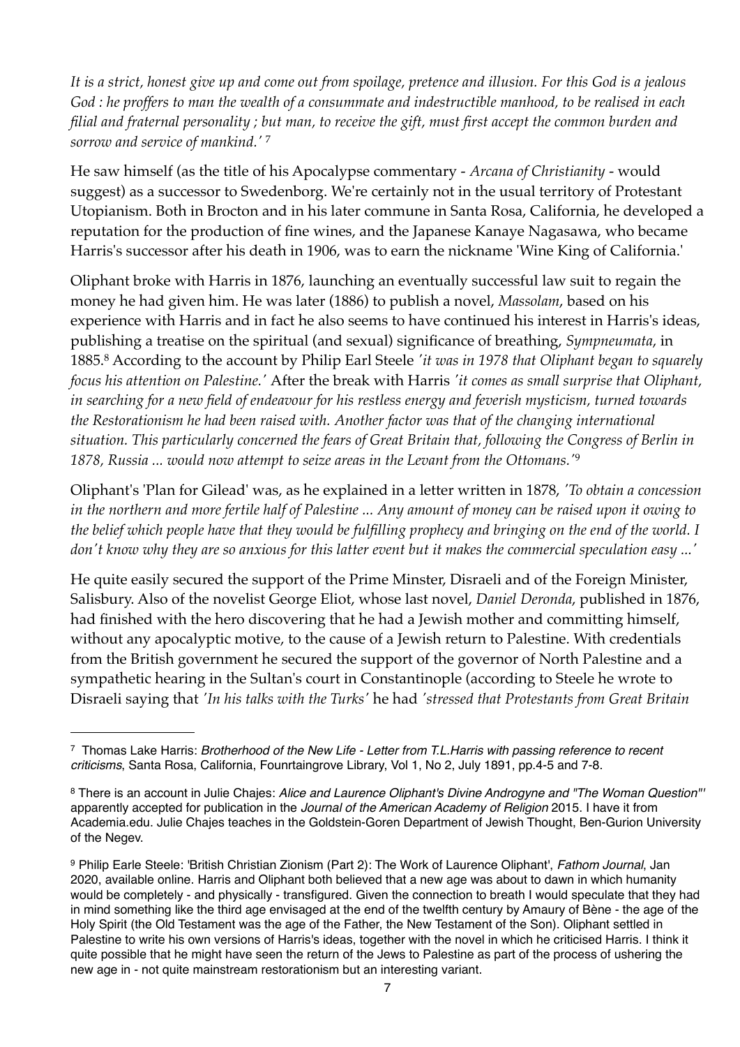*It is a strict, honest give up and come out from spoilage, pretence and illusion. For this God is a jealous God : he proffers to man the wealth of a consummate and indestructible manhood, to be realised in each filial and fraternal personality ; but man, to receive the gift, must first accept the common burden and sorrow and service of mankind.'* [7]

He saw himself (as the title of his Apocalypse commentary - *Arcana of Christianity* - would suggest) as a successor to Swedenborg. We're certainly not in the usual territory of Protestant Utopianism. Both in Brocton and in his later commune in Santa Rosa, California, he developed a reputation for the production of fine wines, and the Japanese Kanaye Nagasawa, who became Harris's successor after his death in 1906, was to earn the nickname 'Wine King of California.'

Oliphant broke with Harris in 1876, launching an eventually successful law suit to regain the money he had given him. He was later (1886) to publish a novel, *Massolam*, based on his experience with Harris and in fact he also seems to have continued his interest in Harris's ideas, publishing a treatise on the spiritual (and sexual) significance of breathing, *Sympneumata*, in 1885.[8] According to the account by Philip Earl Steele *'it was in 1978 that Oliphant began to squarely focus his attention on Palestine.'* After the break with Harris *'it comes as small surprise that Oliphant, in searching for a new field of endeavour for his restless energy and feverish mysticism, turned towards the Restorationism he had been raised with. Another factor was that of the changing international situation. This particularly concerned the fears of Great Britain that, following the Congress of Berlin in 1878, Russia ... would now attempt to seize areas in the Levant from the Ottomans.'*[9]

Oliphant's 'Plan for Gilead' was, as he explained in a letter written in 1878, *'To obtain a concession in the northern and more fertile half of Palestine ... Any amount of money can be raised upon it owing to the belief which people have that they would be fulfilling prophecy and bringing on the end of the world. I don't know why they are so anxious for this latter event but it makes the commercial speculation easy ...'*

He quite easily secured the support of the Prime Minster, Disraeli and of the Foreign Minister, Salisbury. Also of the novelist George Eliot, whose last novel, *Daniel Deronda*, published in 1876, had finished with the hero discovering that he had a Jewish mother and committing himself, without any apocalyptic motive, to the cause of a Jewish return to Palestine. With credentials from the British government he secured the support of the governor of North Palestine and a sympathetic hearing in the Sultan's court in Constantinople (according to Steele he wrote to Disraeli saying that *'In his talks with the Turks'* he had *'stressed that Protestants from Great Britain*

---

[7] Thomas Lake Harris: *Brotherhood of the New Life - Letter from T.L.Harris with passing reference to recent criticisms*, Santa Rosa, California, Founrtaingrove Library, Vol 1, No 2, July 1891, pp.4-5 and 7-8.

[8] There is an account in Julie Chajes: *Alice and Laurence Oliphant's Divine Androgyne and "The Woman Question"'* apparently accepted for publication in the *Journal of the American Academy of Religion* 2015. I have it from Academia.edu. Julie Chajes teaches in the Goldstein-Goren Department of Jewish Thought, Ben-Gurion University of the Negev.

[9] Philip Earle Steele: 'British Christian Zionism (Part 2): The Work of Laurence Oliphant', *Fathom Journal*, Jan 2020, available online. Harris and Oliphant both believed that a new age was about to dawn in which humanity would be completely - and physically - transfigured. Given the connection to breath I would speculate that they had in mind something like the third age envisaged at the end of the twelfth century by Amaury of Bène - the age of the Holy Spirit (the Old Testament was the age of the Father, the New Testament of the Son). Oliphant settled in Palestine to write his own versions of Harris's ideas, together with the novel in which he criticised Harris. I think it quite possible that he might have seen the return of the Jews to Palestine as part of the process of ushering the new age in - not quite mainstream restorationism but an interesting variant.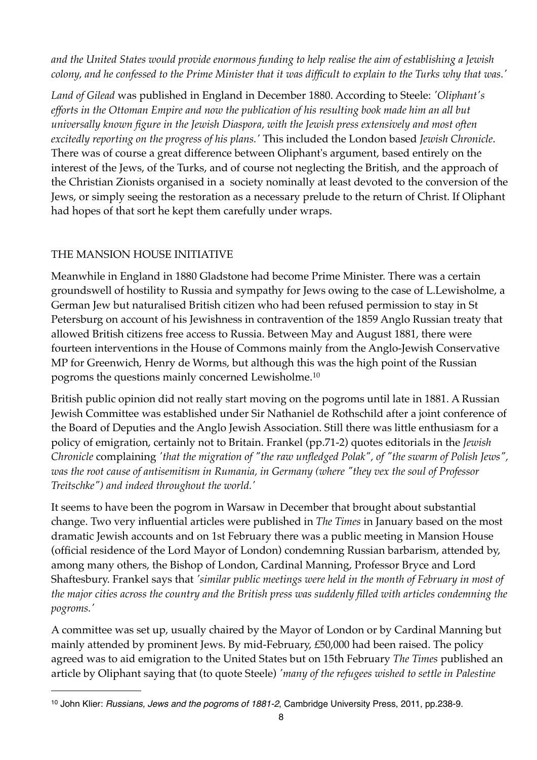*and the United States would provide enormous funding to help realise the aim of establishing a Jewish colony, and he confessed to the Prime Minister that it was difficult to explain to the Turks why that was.'*

*Land of Gilead* was published in England in December 1880. According to Steele: *'Oliphant's efforts in the Ottoman Empire and now the publication of his resulting book made him an all but universally known figure in the Jewish Diaspora, with the Jewish press extensively and most often excitedly reporting on the progress of his plans.'* This included the London based *Jewish Chronicle*. There was of course a great difference between Oliphant's argument, based entirely on the interest of the Jews, of the Turks, and of course not neglecting the British, and the approach of the Christian Zionists organised in a society nominally at least devoted to the conversion of the Jews, or simply seeing the restoration as a necessary prelude to the return of Christ. If Oliphant had hopes of that sort he kept them carefully under wraps.

## THE MANSION HOUSE INITIATIVE

Meanwhile in England in 1880 Gladstone had become Prime Minister. There was a certain groundswell of hostility to Russia and sympathy for Jews owing to the case of L.Lewisholme, a German Jew but naturalised British citizen who had been refused permission to stay in St Petersburg on account of his Jewishness in contravention of the 1859 Anglo Russian treaty that allowed British citizens free access to Russia. Between May and August 1881, there were fourteen interventions in the House of Commons mainly from the Anglo-Jewish Conservative MP for Greenwich, Henry de Worms, but although this was the high point of the Russian pogroms the questions mainly concerned Lewisholme.[10]

British public opinion did not really start moving on the pogroms until late in 1881. A Russian Jewish Committee was established under Sir Nathaniel de Rothschild after a joint conference of the Board of Deputies and the Anglo Jewish Association. Still there was little enthusiasm for a policy of emigration, certainly not to Britain. Frankel (pp.71-2) quotes editorials in the *Jewish Chronicle* complaining *'that the migration of "the raw unfledged Polak", of "the swarm of Polish Jews", was the root cause of antisemitism in Rumania, in Germany (where "they vex the soul of Professor Treitschke") and indeed throughout the world.'*

It seems to have been the pogrom in Warsaw in December that brought about substantial change. Two very influential articles were published in *The Times* in January based on the most dramatic Jewish accounts and on 1st February there was a public meeting in Mansion House (official residence of the Lord Mayor of London) condemning Russian barbarism, attended by, among many others, the Bishop of London, Cardinal Manning, Professor Bryce and Lord Shaftesbury. Frankel says that *'similar public meetings were held in the month of February in most of the major cities across the country and the British press was suddenly filled with articles condemning the pogroms.'*

A committee was set up, usually chaired by the Mayor of London or by Cardinal Manning but mainly attended by prominent Jews. By mid-February, £50,000 had been raised. The policy agreed was to aid emigration to the United States but on 15th February *The Times* published an article by Oliphant saying that (to quote Steele) *'many of the refugees wished to settle in Palestine*

---

[10] John Klier: *Russians, Jews and the pogroms of 1881-2*, Cambridge University Press, 2011, pp.238-9.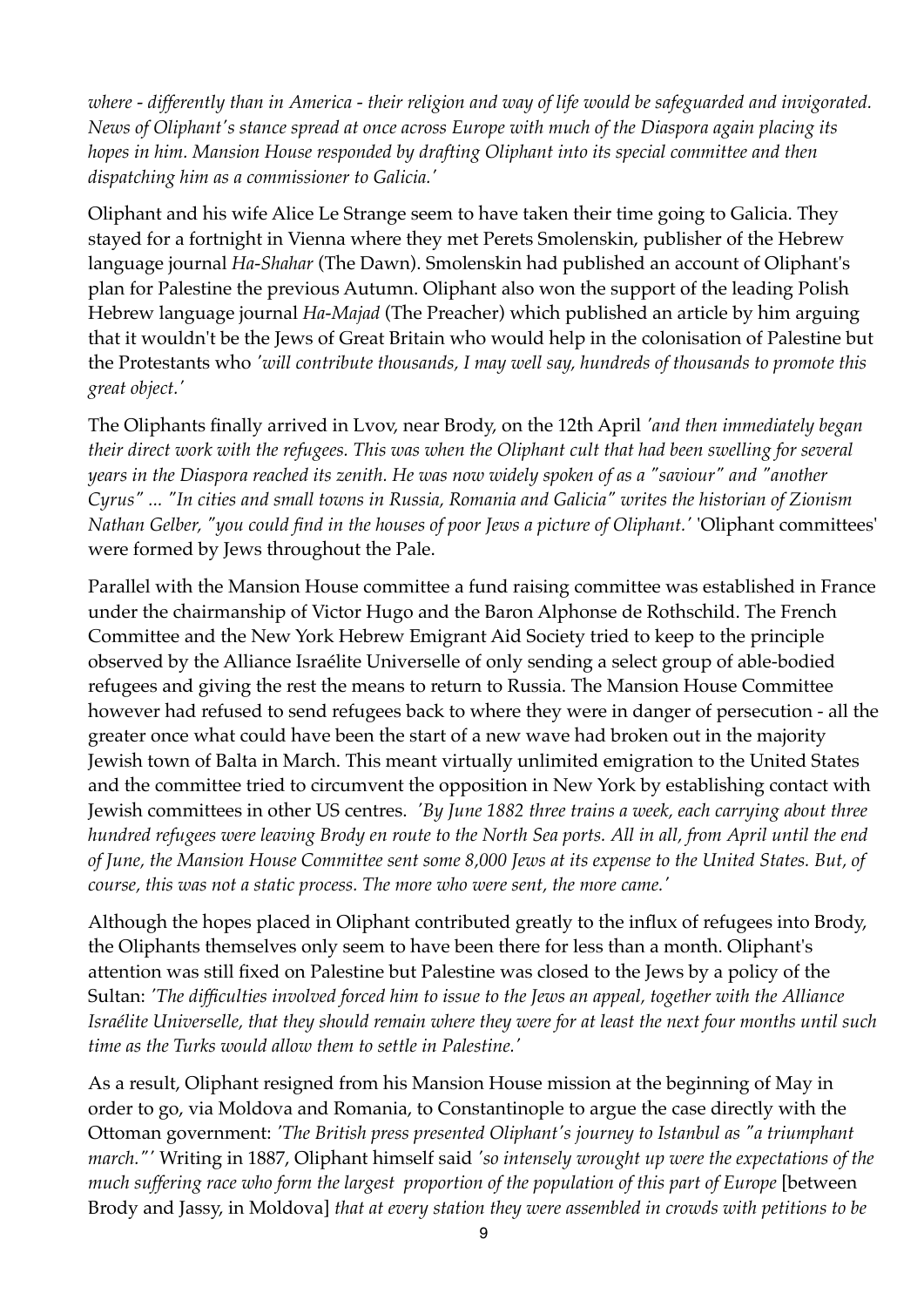*where - differently than in America - their religion and way of life would be safeguarded and invigorated. News of Oliphant's stance spread at once across Europe with much of the Diaspora again placing its hopes in him. Mansion House responded by drafting Oliphant into its special committee and then dispatching him as a commissioner to Galicia.'*

Oliphant and his wife Alice Le Strange seem to have taken their time going to Galicia. They stayed for a fortnight in Vienna where they met Perets Smolenskin, publisher of the Hebrew language journal *Ha-Shahar* (The Dawn). Smolenskin had published an account of Oliphant's plan for Palestine the previous Autumn. Oliphant also won the support of the leading Polish Hebrew language journal *Ha-Majad* (The Preacher) which published an article by him arguing that it wouldn't be the Jews of Great Britain who would help in the colonisation of Palestine but the Protestants who *'will contribute thousands, I may well say, hundreds of thousands to promote this great object.'*

The Oliphants finally arrived in Lvov, near Brody, on the 12th April *'and then immediately began their direct work with the refugees. This was when the Oliphant cult that had been swelling for several years in the Diaspora reached its zenith. He was now widely spoken of as a "saviour" and "another Cyrus" ... "In cities and small towns in Russia, Romania and Galicia" writes the historian of Zionism Nathan Gelber, "you could find in the houses of poor Jews a picture of Oliphant.'* 'Oliphant committees' were formed by Jews throughout the Pale.

Parallel with the Mansion House committee a fund raising committee was established in France under the chairmanship of Victor Hugo and the Baron Alphonse de Rothschild. The French Committee and the New York Hebrew Emigrant Aid Society tried to keep to the principle observed by the Alliance Israélite Universelle of only sending a select group of able-bodied refugees and giving the rest the means to return to Russia. The Mansion House Committee however had refused to send refugees back to where they were in danger of persecution - all the greater once what could have been the start of a new wave had broken out in the majority Jewish town of Balta in March. This meant virtually unlimited emigration to the United States and the committee tried to circumvent the opposition in New York by establishing contact with Jewish committees in other US centres. *'By June 1882 three trains a week, each carrying about three hundred refugees were leaving Brody en route to the North Sea ports. All in all, from April until the end of June, the Mansion House Committee sent some 8,000 Jews at its expense to the United States. But, of course, this was not a static process. The more who were sent, the more came.'*

Although the hopes placed in Oliphant contributed greatly to the influx of refugees into Brody, the Oliphants themselves only seem to have been there for less than a month. Oliphant's attention was still fixed on Palestine but Palestine was closed to the Jews by a policy of the Sultan: *'The difficulties involved forced him to issue to the Jews an appeal, together with the Alliance Israélite Universelle, that they should remain where they were for at least the next four months until such time as the Turks would allow them to settle in Palestine.'*

As a result, Oliphant resigned from his Mansion House mission at the beginning of May in order to go, via Moldova and Romania, to Constantinople to argue the case directly with the Ottoman government: *'The British press presented Oliphant's journey to Istanbul as "a triumphant march."'* Writing in 1887, Oliphant himself said *'so intensely wrought up were the expectations of the much suffering race who form the largest proportion of the population of this part of Europe* [between Brody and Jassy, in Moldova] *that at every station they were assembled in crowds with petitions to be*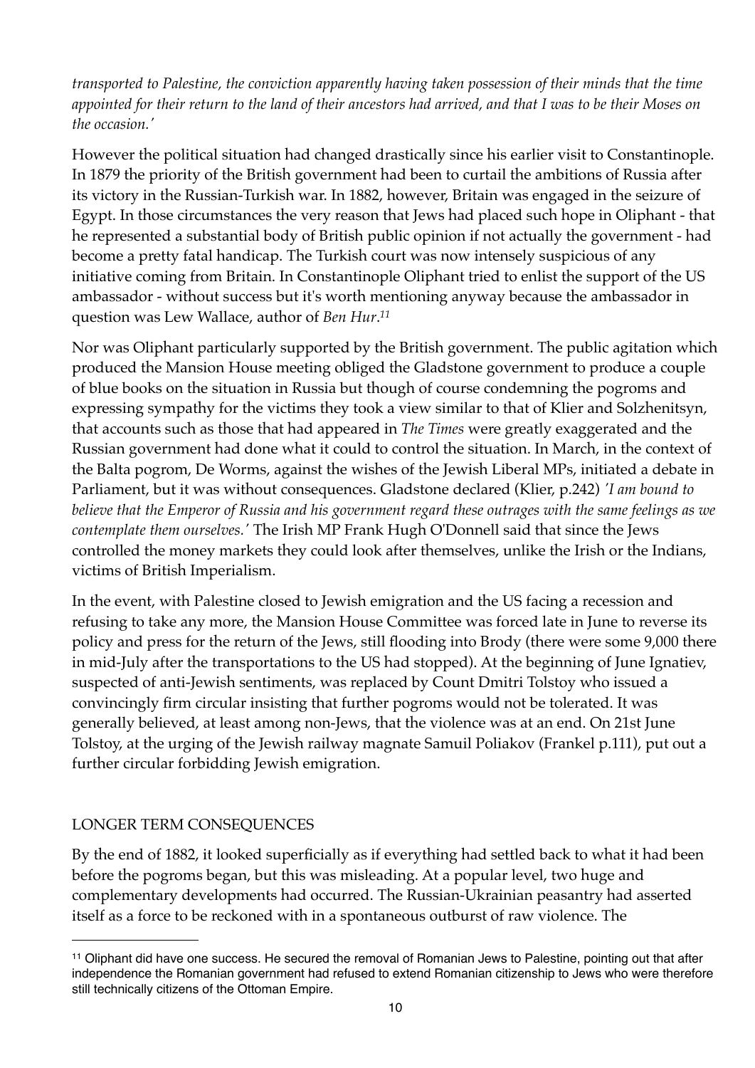*transported to Palestine, the conviction apparently having taken possession of their minds that the time appointed for their return to the land of their ancestors had arrived, and that I was to be their Moses on the occasion.'*

However the political situation had changed drastically since his earlier visit to Constantinople. In 1879 the priority of the British government had been to curtail the ambitions of Russia after its victory in the Russian-Turkish war. In 1882, however, Britain was engaged in the seizure of Egypt. In those circumstances the very reason that Jews had placed such hope in Oliphant - that he represented a substantial body of British public opinion if not actually the government - had become a pretty fatal handicap. The Turkish court was now intensely suspicious of any initiative coming from Britain. In Constantinople Oliphant tried to enlist the support of the US ambassador - without success but it's worth mentioning anyway because the ambassador in question was Lew Wallace, author of *Ben Hur*.[11]

Nor was Oliphant particularly supported by the British government. The public agitation which produced the Mansion House meeting obliged the Gladstone government to produce a couple of blue books on the situation in Russia but though of course condemning the pogroms and expressing sympathy for the victims they took a view similar to that of Klier and Solzhenitsyn, that accounts such as those that had appeared in *The Times* were greatly exaggerated and the Russian government had done what it could to control the situation. In March, in the context of the Balta pogrom, De Worms, against the wishes of the Jewish Liberal MPs, initiated a debate in Parliament, but it was without consequences. Gladstone declared (Klier, p.242) *'I am bound to believe that the Emperor of Russia and his government regard these outrages with the same feelings as we contemplate them ourselves.'* The Irish MP Frank Hugh O'Donnell said that since the Jews controlled the money markets they could look after themselves, unlike the Irish or the Indians, victims of British Imperialism.

In the event, with Palestine closed to Jewish emigration and the US facing a recession and refusing to take any more, the Mansion House Committee was forced late in June to reverse its policy and press for the return of the Jews, still flooding into Brody (there were some 9,000 there in mid-July after the transportations to the US had stopped). At the beginning of June Ignatiev, suspected of anti-Jewish sentiments, was replaced by Count Dmitri Tolstoy who issued a convincingly firm circular insisting that further pogroms would not be tolerated. It was generally believed, at least among non-Jews, that the violence was at an end. On 21st June Tolstoy, at the urging of the Jewish railway magnate Samuil Poliakov (Frankel p.111), put out a further circular forbidding Jewish emigration.

## LONGER TERM CONSEQUENCES

By the end of 1882, it looked superficially as if everything had settled back to what it had been before the pogroms began, but this was misleading. At a popular level, two huge and complementary developments had occurred. The Russian-Ukrainian peasantry had asserted itself as a force to be reckoned with in a spontaneous outburst of raw violence. The

---

[11] Oliphant did have one success. He secured the removal of Romanian Jews to Palestine, pointing out that after independence the Romanian government had refused to extend Romanian citizenship to Jews who were therefore still technically citizens of the Ottoman Empire.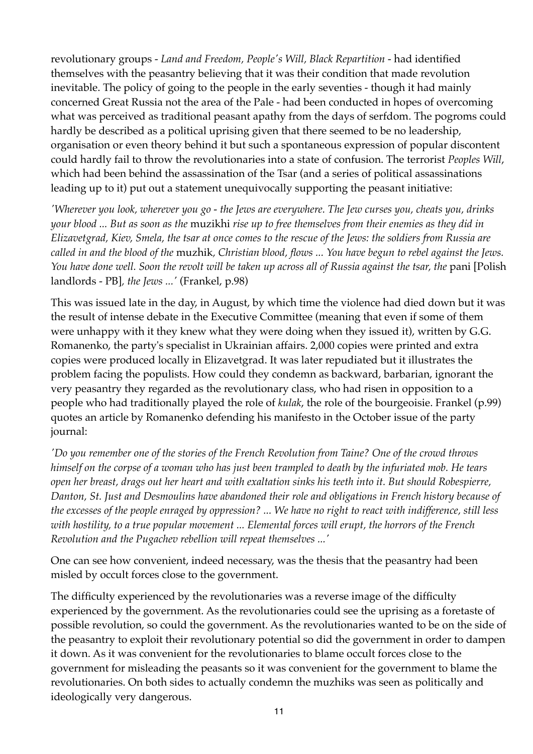revolutionary groups - *Land and Freedom, People's Will, Black Repartition* - had identified themselves with the peasantry believing that it was their condition that made revolution inevitable. The policy of going to the people in the early seventies - though it had mainly concerned Great Russia not the area of the Pale - had been conducted in hopes of overcoming what was perceived as traditional peasant apathy from the days of serfdom. The pogroms could hardly be described as a political uprising given that there seemed to be no leadership, organisation or even theory behind it but such a spontaneous expression of popular discontent could hardly fail to throw the revolutionaries into a state of confusion. The terrorist *Peoples Will*, which had been behind the assassination of the Tsar (and a series of political assassinations leading up to it) put out a statement unequivocally supporting the peasant initiative:

*'Wherever you look, wherever you go - the Jews are everywhere. The Jew curses you, cheats you, drinks your blood ... But as soon as the* muzikhi *rise up to free themselves from their enemies as they did in Elizavetgrad, Kiev, Smela, the tsar at once comes to the rescue of the Jews: the soldiers from Russia are called in and the blood of the* muzhik*, Christian blood, flows ... You have begun to rebel against the Jews. You have done well. Soon the revolt will be taken up across all of Russia against the tsar, the* pani [Polish landlords - PB]*, the Jews ...'* (Frankel, p.98)

This was issued late in the day, in August, by which time the violence had died down but it was the result of intense debate in the Executive Committee (meaning that even if some of them were unhappy with it they knew what they were doing when they issued it), written by G.G. Romanenko, the party's specialist in Ukrainian affairs. 2,000 copies were printed and extra copies were produced locally in Elizavetgrad. It was later repudiated but it illustrates the problem facing the populists. How could they condemn as backward, barbarian, ignorant the very peasantry they regarded as the revolutionary class, who had risen in opposition to a people who had traditionally played the role of *kulak*, the role of the bourgeoisie. Frankel (p.99) quotes an article by Romanenko defending his manifesto in the October issue of the party journal:

*'Do you remember one of the stories of the French Revolution from Taine? One of the crowd throws himself on the corpse of a woman who has just been trampled to death by the infuriated mob. He tears open her breast, drags out her heart and with exaltation sinks his teeth into it. But should Robespierre, Danton, St. Just and Desmoulins have abandoned their role and obligations in French history because of the excesses of the people enraged by oppression? ... We have no right to react with indifference, still less with hostility, to a true popular movement ... Elemental forces will erupt, the horrors of the French Revolution and the Pugachev rebellion will repeat themselves ...'*

One can see how convenient, indeed necessary, was the thesis that the peasantry had been misled by occult forces close to the government.

The difficulty experienced by the revolutionaries was a reverse image of the difficulty experienced by the government. As the revolutionaries could see the uprising as a foretaste of possible revolution, so could the government. As the revolutionaries wanted to be on the side of the peasantry to exploit their revolutionary potential so did the government in order to dampen it down. As it was convenient for the revolutionaries to blame occult forces close to the government for misleading the peasants so it was convenient for the government to blame the revolutionaries. On both sides to actually condemn the muzhiks was seen as politically and ideologically very dangerous.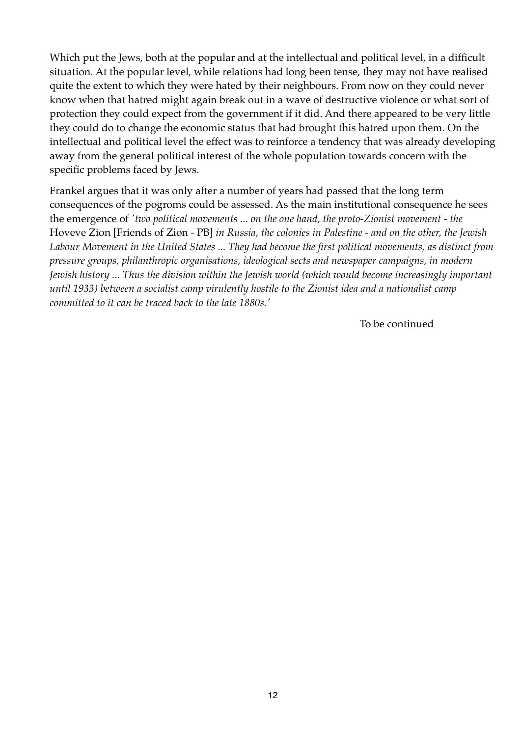Which put the Jews, both at the popular and at the intellectual and political level, in a difficult situation. At the popular level, while relations had long been tense, they may not have realised quite the extent to which they were hated by their neighbours. From now on they could never know when that hatred might again break out in a wave of destructive violence or what sort of protection they could expect from the government if it did. And there appeared to be very little they could do to change the economic status that had brought this hatred upon them. On the intellectual and political level the effect was to reinforce a tendency that was already developing away from the general political interest of the whole population towards concern with the specific problems faced by Jews.

Frankel argues that it was only after a number of years had passed that the long term consequences of the pogroms could be assessed. As the main institutional consequence he sees the emergence of *'two political movements ... on the one hand, the proto-Zionist movement - the* Hoveve Zion [Friends of Zion - PB] *in Russia, the colonies in Palestine - and on the other, the Jewish Labour Movement in the United States ... They had become the first political movements, as distinct from pressure groups, philanthropic organisations, ideological sects and newspaper campaigns, in modern Jewish history ... Thus the division within the Jewish world (which would become increasingly important until 1933) between a socialist camp virulently hostile to the Zionist idea and a nationalist camp committed to it can be traced back to the late 1880s.'*

To be continued